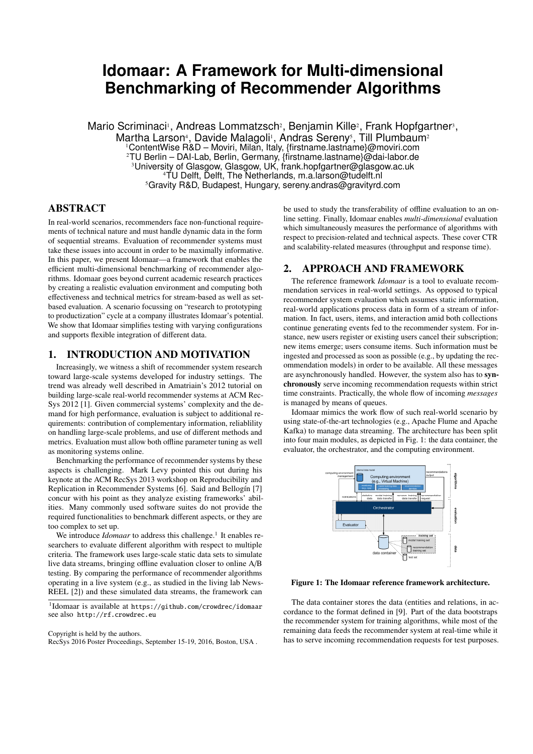# Idomaar: A Framework for Multi-dimensional Benchmarking of Recommender Algorithms

Mario Scriminaci[1], Andreas Lommatzsch[2], Benjamin Kille[2], Frank Hopfgartner[3], Martha Larson[4], Davide Malagoli[1], Andras Sereny[5], Till Plumbaum[2]

[1]ContentWise R&D – Moviri, Milan, Italy, {firstname.lastname}@moviri.com
[2]TU Berlin – DAI-Lab, Berlin, Germany, {firstname.lastname}@dai-labor.de
[3]University of Glasgow, Glasgow, UK, frank.hopfgartner@glasgow.ac.uk
[4]TU Delft, Delft, The Netherlands, m.a.larson@tudelft.nl
[5]Gravity R&D, Budapest, Hungary, sereny.andras@gravityrd.com

## ABSTRACT

In real-world scenarios, recommenders face non-functional requirements of technical nature and must handle dynamic data in the form of sequential streams. Evaluation of recommender systems must take these issues into account in order to be maximally informative. In this paper, we present Idomaar—a framework that enables the efficient multi-dimensional benchmarking of recommender algorithms. Idomaar goes beyond current academic research practices by creating a realistic evaluation environment and computing both effectiveness and technical metrics for stream-based as well as set-based evaluation. A scenario focussing on "research to prototyping to productization" cycle at a company illustrates Idomaar's potential. We show that Idomaar simplifies testing with varying configurations and supports flexible integration of different data.

## 1. INTRODUCTION AND MOTIVATION

Increasingly, we witness a shift of recommender system research toward large-scale systems developed for industry settings. The trend was already well described in Amatriain's 2012 tutorial on building large-scale real-world recommender systems at ACM RecSys 2012 [1]. Given commercial systems' complexity and the demand for high performance, evaluation is subject to additional requirements: contribution of complementary information, reliablility on handling large-scale problems, and use of different methods and metrics. Evaluation must allow both offline parameter tuning as well as monitoring systems online.

Benchmarking the performance of recommender systems by these aspects is challenging. Mark Levy pointed this out during his keynote at the ACM RecSys 2013 workshop on Reproducibility and Replication in Recommender Systems [6]. Said and Bellogín [7] concur with his point as they analyze existing frameworks' abilities. Many commonly used software suites do not provide the required functionalities to benchmark different aspects, or they are too complex to set up.

We introduce *Idomaar* to address this challenge.[1] It enables researchers to evaluate different algorithm with respect to multiple criteria. The framework uses large-scale static data sets to simulate live data streams, bringing offline evaluation closer to online A/B testing. By comparing the performance of recommender algorithms operating in a live system (e.g., as studied in the living lab NewsREEL [2]) and these simulated data streams, the framework can be used to study the transferability of offline evaluation to an online setting. Finally, Idomaar enables *multi-dimensional* evaluation which simultaneously measures the performance of algorithms with respect to precision-related and technical aspects. These cover CTR and scalability-related measures (throughput and response time).

## 2. APPROACH AND FRAMEWORK

The reference framework *Idomaar* is a tool to evaluate recommendation services in real-world settings. As opposed to typical recommender system evaluation which assumes static information, real-world applications process data in form of a stream of information. In fact, users, items, and interaction amid both collections continue generating events fed to the recommender system. For instance, new users register or existing users cancel their subscription; new items emerge; users consume items. Such information must be ingested and processed as soon as possible (e.g., by updating the recommendation models) in order to be available. All these messages are asynchronously handled. However, the system also has to **synchronously** serve incoming recommendation requests within strict time constraints. Practically, the whole flow of incoming *messages* is managed by means of queues.

Idomaar mimics the work flow of such real-world scenario by using state-of-the-art technologies (e.g., Apache Flume and Apache Kafka) to manage data streaming. The architecture has been split into four main modules, as depicted in Fig. 1: the data container, the evaluator, the orchestrator, and the computing environment.

**Figure 1: The Idomaar reference framework architecture.**

The data container stores the data (entities and relations, in accordance to the format defined in [9]. Part of the data bootstraps the recommender system for training algorithms, while most of the remaining data feeds the recommender system at real-time while it has to serve incoming recommendation requests for test purposes.

[1]Idomaar is available at https://github.com/crowdrec/idomaar see also http://rf.crowdrec.eu

Copyright is held by the authors.
RecSys 2016 Poster Proceedings, September 15-19, 2016, Boston, USA .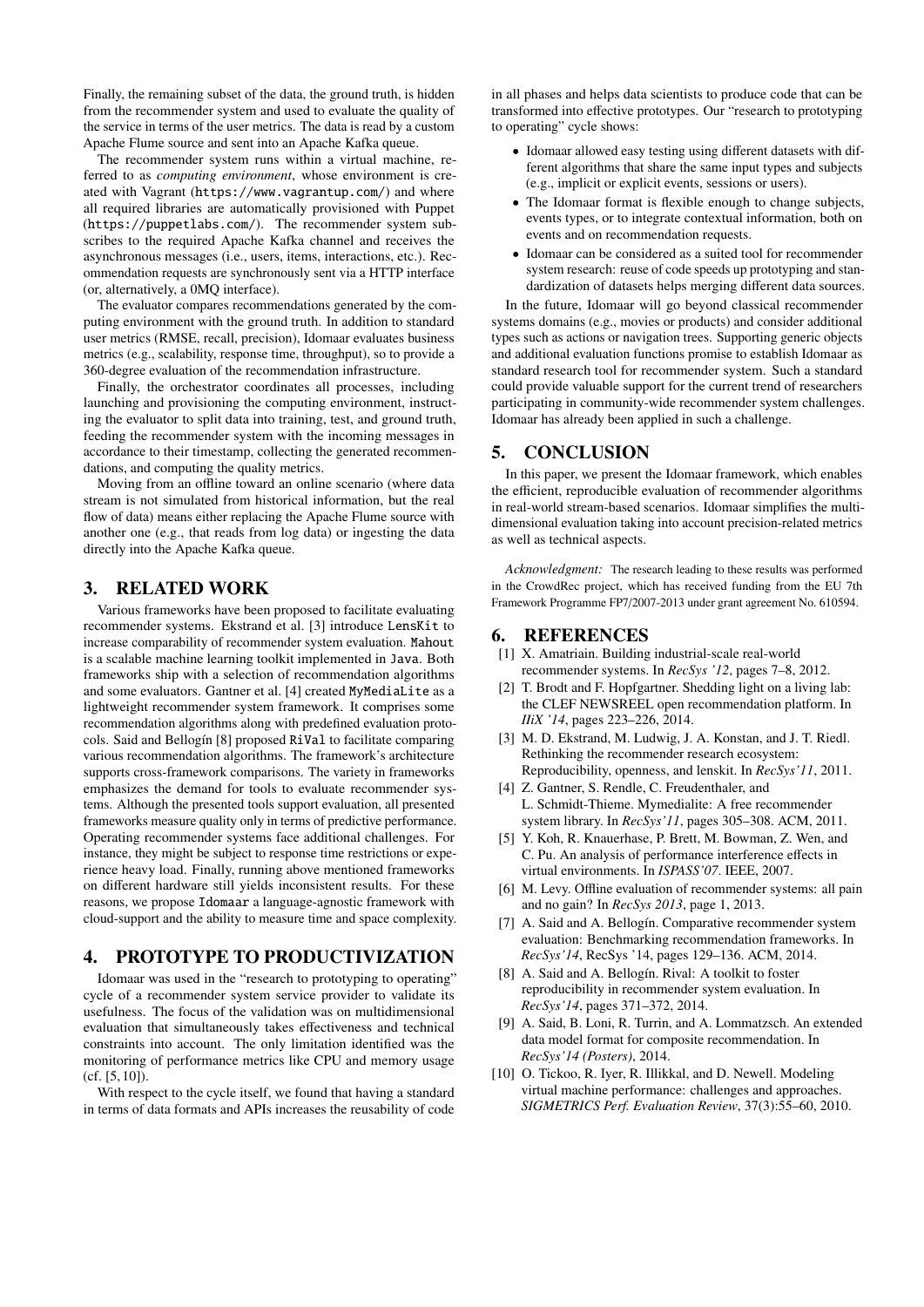Finally, the remaining subset of the data, the ground truth, is hidden from the recommender system and used to evaluate the quality of the service in terms of the user metrics. The data is read by a custom Apache Flume source and sent into an Apache Kafka queue.

The recommender system runs within a virtual machine, referred to as *computing environment*, whose environment is created with Vagrant (https://www.vagrantup.com/) and where all required libraries are automatically provisioned with Puppet (https://puppetlabs.com/). The recommender system subscribes to the required Apache Kafka channel and receives the asynchronous messages (i.e., users, items, interactions, etc.). Recommendation requests are synchronously sent via a HTTP interface (or, alternatively, a 0MQ interface).

The evaluator compares recommendations generated by the computing environment with the ground truth. In addition to standard user metrics (RMSE, recall, precision), Idomaar evaluates business metrics (e.g., scalability, response time, throughput), so to provide a 360-degree evaluation of the recommendation infrastructure.

Finally, the orchestrator coordinates all processes, including launching and provisioning the computing environment, instructing the evaluator to split data into training, test, and ground truth, feeding the recommender system with the incoming messages in accordance to their timestamp, collecting the generated recommendations, and computing the quality metrics.

Moving from an offline toward an online scenario (where data stream is not simulated from historical information, but the real flow of data) means either replacing the Apache Flume source with another one (e.g., that reads from log data) or ingesting the data directly into the Apache Kafka queue.

## 3. RELATED WORK

Various frameworks have been proposed to facilitate evaluating recommender systems. Ekstrand et al. [3] introduce LensKit to increase comparability of recommender system evaluation. Mahout is a scalable machine learning toolkit implemented in Java. Both frameworks ship with a selection of recommendation algorithms and some evaluators. Gantner et al. [4] created MyMediaLite as a lightweight recommender system framework. It comprises some recommendation algorithms along with predefined evaluation protocols. Said and Bellogín [8] proposed RiVal to facilitate comparing various recommendation algorithms. The framework's architecture supports cross-framework comparisons. The variety in frameworks emphasizes the demand for tools to evaluate recommender systems. Although the presented tools support evaluation, all presented frameworks measure quality only in terms of predictive performance. Operating recommender systems face additional challenges. For instance, they might be subject to response time restrictions or experience heavy load. Finally, running above mentioned frameworks on different hardware still yields inconsistent results. For these reasons, we propose Idomaar a language-agnostic framework with cloud-support and the ability to measure time and space complexity.

## 4. PROTOTYPE TO PRODUCTIVIZATION

Idomaar was used in the "research to prototyping to operating" cycle of a recommender system service provider to validate its usefulness. The focus of the validation was on multidimensional evaluation that simultaneously takes effectiveness and technical constraints into account. The only limitation identified was the monitoring of performance metrics like CPU and memory usage (cf. [5, 10]).

With respect to the cycle itself, we found that having a standard in terms of data formats and APIs increases the reusability of code in all phases and helps data scientists to produce code that can be transformed into effective prototypes. Our "research to prototyping to operating" cycle shows:

- Idomaar allowed easy testing using different datasets with different algorithms that share the same input types and subjects (e.g., implicit or explicit events, sessions or users).
- The Idomaar format is flexible enough to change subjects, events types, or to integrate contextual information, both on events and on recommendation requests.
- Idomaar can be considered as a suited tool for recommender system research: reuse of code speeds up prototyping and standardization of datasets helps merging different data sources.

In the future, Idomaar will go beyond classical recommender systems domains (e.g., movies or products) and consider additional types such as actions or navigation trees. Supporting generic objects and additional evaluation functions promise to establish Idomaar as standard research tool for recommender system. Such a standard could provide valuable support for the current trend of researchers participating in community-wide recommender system challenges. Idomaar has already been applied in such a challenge.

## 5. CONCLUSION

In this paper, we present the Idomaar framework, which enables the efficient, reproducible evaluation of recommender algorithms in real-world stream-based scenarios. Idomaar simplifies the multidimensional evaluation taking into account precision-related metrics as well as technical aspects.

*Acknowledgment:* The research leading to these results was performed in the CrowdRec project, which has received funding from the EU 7th Framework Programme FP7/2007-2013 under grant agreement No. 610594.

## 6. REFERENCES

[1] X. Amatriain. Building industrial-scale real-world recommender systems. In *RecSys '12*, pages 7–8, 2012.

[2] T. Brodt and F. Hopfgartner. Shedding light on a living lab: the CLEF NEWSREEL open recommendation platform. In *IIiX '14*, pages 223–226, 2014.

[3] M. D. Ekstrand, M. Ludwig, J. A. Konstan, and J. T. Riedl. Rethinking the recommender research ecosystem: Reproducibility, openness, and lenskit. In *RecSys'11*, 2011.

[4] Z. Gantner, S. Rendle, C. Freudenthaler, and L. Schmidt-Thieme. Mymedialite: A free recommender system library. In *RecSys'11*, pages 305–308. ACM, 2011.

[5] Y. Koh, R. Knauerhase, P. Brett, M. Bowman, Z. Wen, and C. Pu. An analysis of performance interference effects in virtual environments. In *ISPASS'07*. IEEE, 2007.

[6] M. Levy. Offline evaluation of recommender systems: all pain and no gain? In *RecSys 2013*, page 1, 2013.

[7] A. Said and A. Bellogín. Comparative recommender system evaluation: Benchmarking recommendation frameworks. In *RecSys'14*, RecSys '14, pages 129–136. ACM, 2014.

[8] A. Said and A. Bellogín. Rival: A toolkit to foster reproducibility in recommender system evaluation. In *RecSys'14*, pages 371–372, 2014.

[9] A. Said, B. Loni, R. Turrin, and A. Lommatzsch. An extended data model format for composite recommendation. In *RecSys'14 (Posters)*, 2014.

[10] O. Tickoo, R. Iyer, R. Illikkal, and D. Newell. Modeling virtual machine performance: challenges and approaches. *SIGMETRICS Perf. Evaluation Review*, 37(3):55–60, 2010.